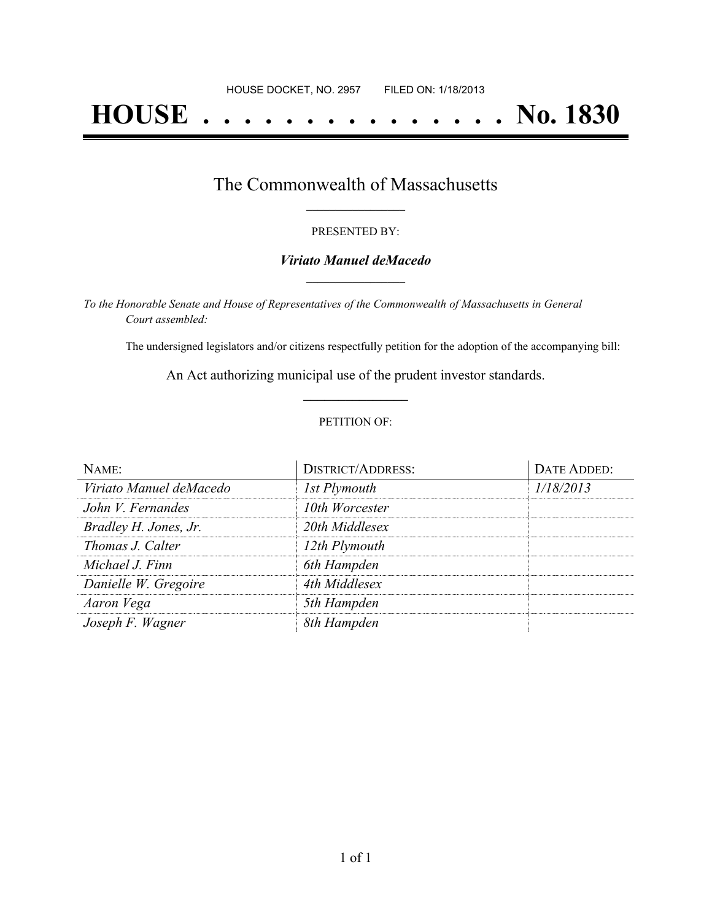HOUSE DOCKET, NO. 2957        FILED ON: 1/18/2013

# HOUSE . . . . . . . . . . . . . . . No. 1830

## The Commonwealth of Massachusetts

PRESENTED BY:

***Viriato Manuel deMacedo***

*To the Honorable Senate and House of Representatives of the Commonwealth of Massachusetts in General Court assembled:*

The undersigned legislators and/or citizens respectfully petition for the adoption of the accompanying bill:

An Act authorizing municipal use of the prudent investor standards.

PETITION OF:

| NAME: | DISTRICT/ADDRESS: | DATE ADDED: |
|---|---|---|
| *Viriato Manuel deMacedo* | *1st Plymouth* | *1/18/2013* |
| *John V. Fernandes* | *10th Worcester* | |
| *Bradley H. Jones, Jr.* | *20th Middlesex* | |
| *Thomas J. Calter* | *12th Plymouth* | |
| *Michael J. Finn* | *6th Hampden* | |
| *Danielle W. Gregoire* | *4th Middlesex* | |
| *Aaron Vega* | *5th Hampden* | |
| *Joseph F. Wagner* | *8th Hampden* | |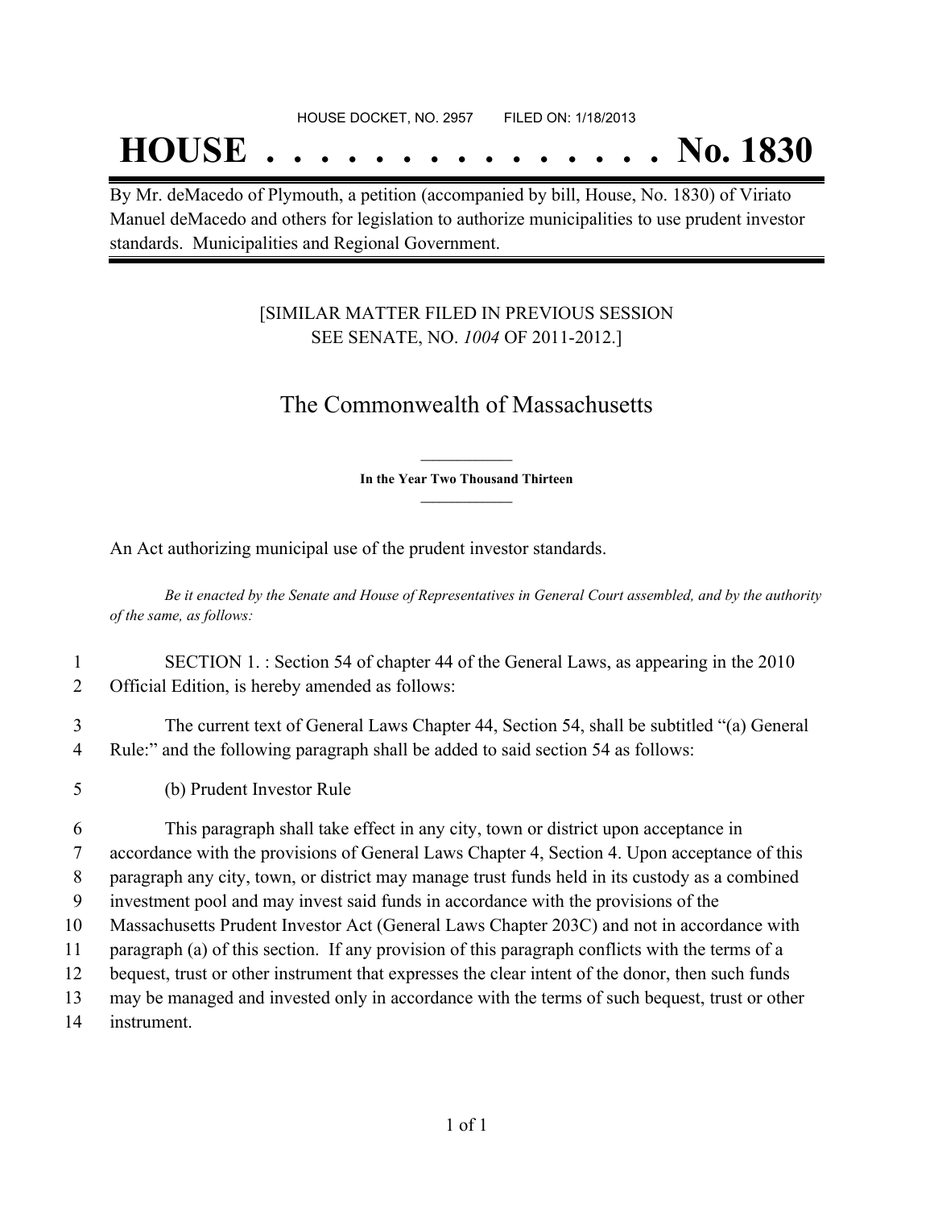HOUSE DOCKET, NO. 2957 FILED ON: 1/18/2013

# HOUSE . . . . . . . . . . . . . . . No. 1830

By Mr. deMacedo of Plymouth, a petition (accompanied by bill, House, No. 1830) of Viriato Manuel deMacedo and others for legislation to authorize municipalities to use prudent investor standards. Municipalities and Regional Government.

[SIMILAR MATTER FILED IN PREVIOUS SESSION SEE SENATE, NO. *1004* OF 2011-2012.]

## The Commonwealth of Massachusetts

**In the Year Two Thousand Thirteen**

An Act authorizing municipal use of the prudent investor standards.

*Be it enacted by the Senate and House of Representatives in General Court assembled, and by the authority of the same, as follows:*

1 SECTION 1. : Section 54 of chapter 44 of the General Laws, as appearing in the 2010
2 Official Edition, is hereby amended as follows:

3 The current text of General Laws Chapter 44, Section 54, shall be subtitled "(a) General
4 Rule:" and the following paragraph shall be added to said section 54 as follows:

5 (b) Prudent Investor Rule

6 This paragraph shall take effect in any city, town or district upon acceptance in
7 accordance with the provisions of General Laws Chapter 4, Section 4. Upon acceptance of this
8 paragraph any city, town, or district may manage trust funds held in its custody as a combined
9 investment pool and may invest said funds in accordance with the provisions of the
10 Massachusetts Prudent Investor Act (General Laws Chapter 203C) and not in accordance with
11 paragraph (a) of this section. If any provision of this paragraph conflicts with the terms of a
12 bequest, trust or other instrument that expresses the clear intent of the donor, then such funds
13 may be managed and invested only in accordance with the terms of such bequest, trust or other
14 instrument.